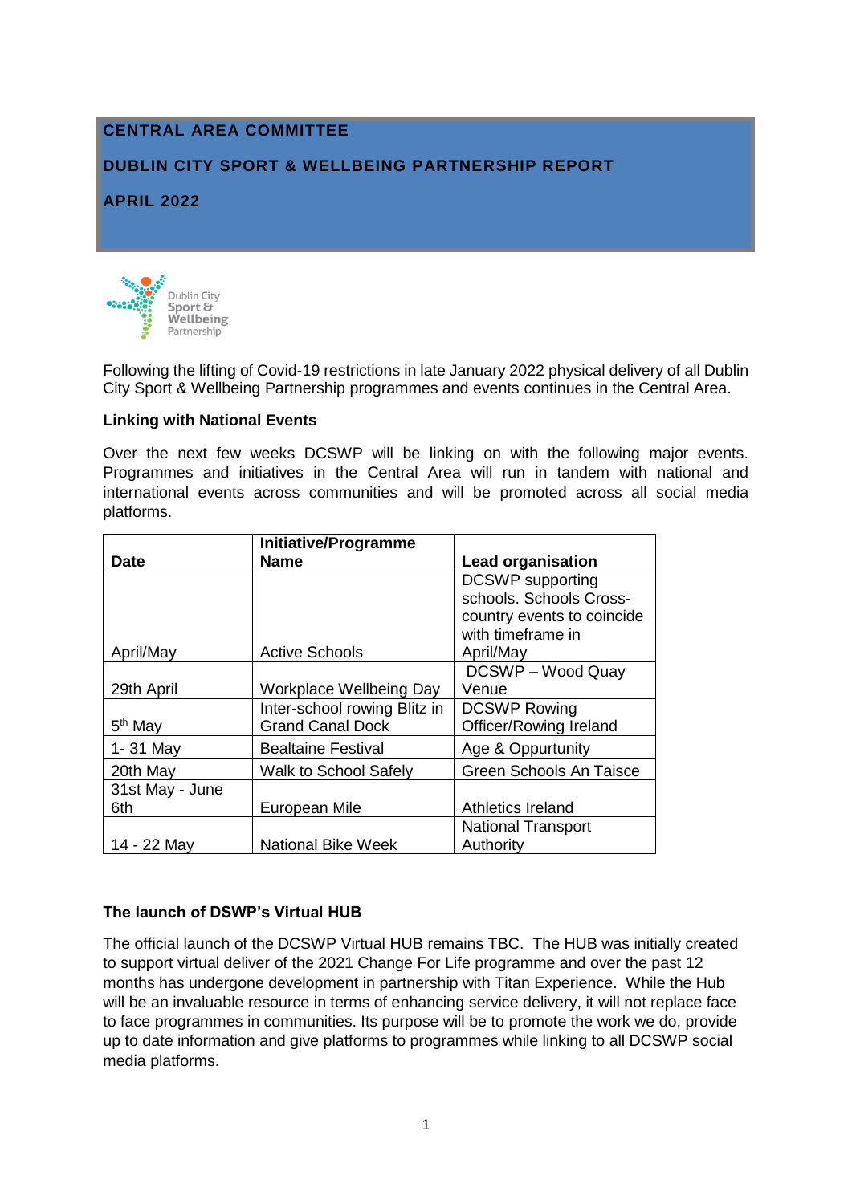**CENTRAL AREA COMMITTEE**

**DUBLIN CITY SPORT & WELLBEING PARTNERSHIP REPORT**

**APRIL 2022**

Following the lifting of Covid-19 restrictions in late January 2022 physical delivery of all Dublin City Sport & Wellbeing Partnership programmes and events continues in the Central Area.

**Linking with National Events**

Over the next few weeks DCSWP will be linking on with the following major events. Programmes and initiatives in the Central Area will run in tandem with national and international events across communities and will be promoted across all social media platforms.

| Date | Initiative/Programme Name | Lead organisation |
|---|---|---|
| April/May | Active Schools | DCSWP supporting schools. Schools Cross-country events to coincide with timeframe in April/May |
| 29th April | Workplace Wellbeing Day | DCSWP – Wood Quay Venue |
| 5th May | Inter-school rowing Blitz in Grand Canal Dock | DCSWP Rowing Officer/Rowing Ireland |
| 1- 31 May | Bealtaine Festival | Age & Oppurtunity |
| 20th May | Walk to School Safely | Green Schools An Taisce |
| 31st May - June 6th | European Mile | Athletics Ireland |
| 14 - 22 May | National Bike Week | National Transport Authority |

**The launch of DSWP's Virtual HUB**

The official launch of the DCSWP Virtual HUB remains TBC. The HUB was initially created to support virtual deliver of the 2021 Change For Life programme and over the past 12 months has undergone development in partnership with Titan Experience. While the Hub will be an invaluable resource in terms of enhancing service delivery, it will not replace face to face programmes in communities. Its purpose will be to promote the work we do, provide up to date information and give platforms to programmes while linking to all DCSWP social media platforms.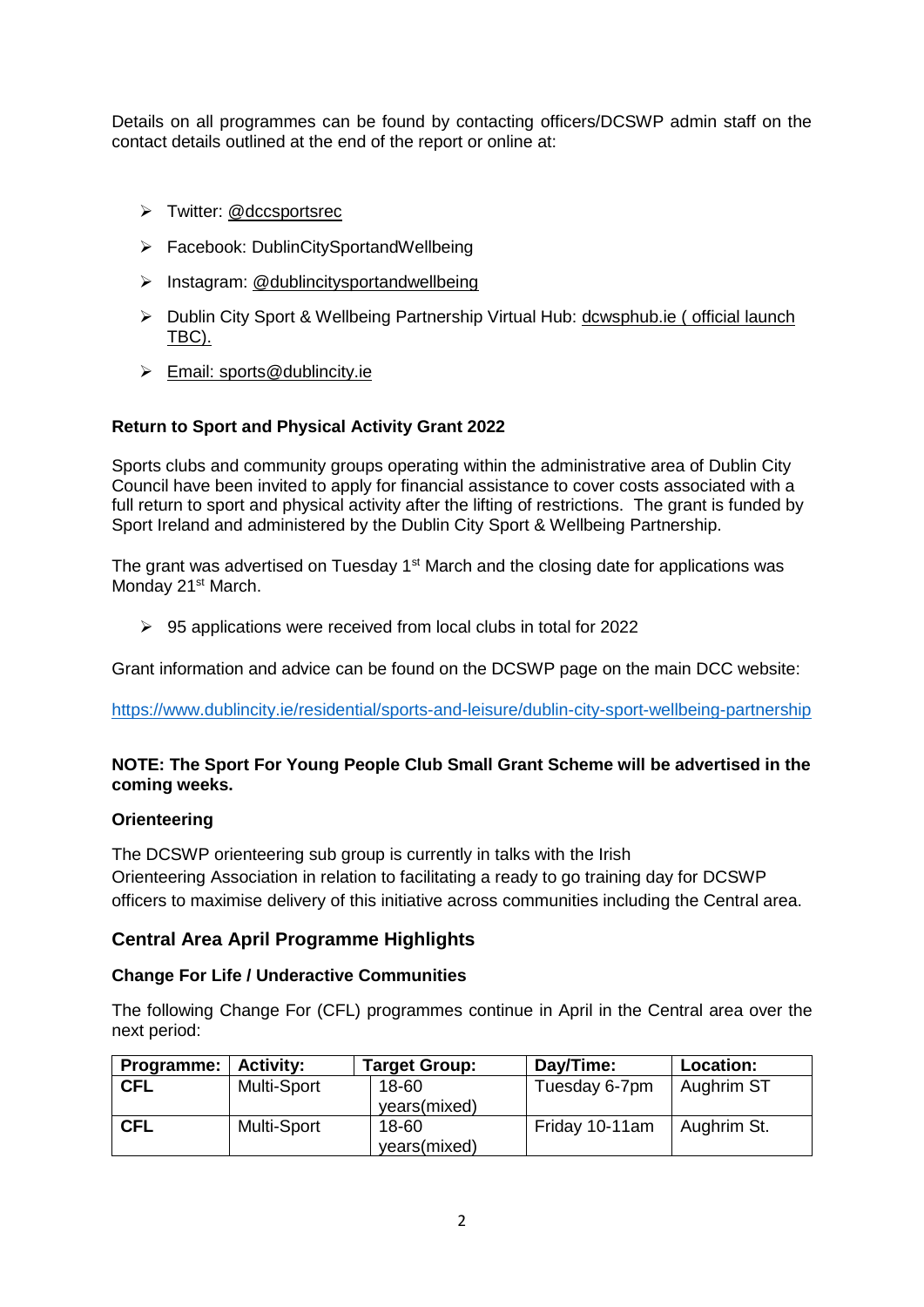Details on all programmes can be found by contacting officers/DCSWP admin staff on the contact details outlined at the end of the report or online at:

- Twitter: @dccsportsrec
- Facebook: DublinCitySportandWellbeing
- Instagram: @dublincitysportandwellbeing
- Dublin City Sport & Wellbeing Partnership Virtual Hub: dcwsphub.ie ( official launch TBC).
- Email: sports@dublincity.ie

**Return to Sport and Physical Activity Grant 2022**

Sports clubs and community groups operating within the administrative area of Dublin City Council have been invited to apply for financial assistance to cover costs associated with a full return to sport and physical activity after the lifting of restrictions. The grant is funded by Sport Ireland and administered by the Dublin City Sport & Wellbeing Partnership.

The grant was advertised on Tuesday 1st March and the closing date for applications was Monday 21st March.

- 95 applications were received from local clubs in total for 2022

Grant information and advice can be found on the DCSWP page on the main DCC website:

https://www.dublincity.ie/residential/sports-and-leisure/dublin-city-sport-wellbeing-partnership

**NOTE: The Sport For Young People Club Small Grant Scheme will be advertised in the coming weeks.**

**Orienteering**

The DCSWP orienteering sub group is currently in talks with the Irish Orienteering Association in relation to facilitating a ready to go training day for DCSWP officers to maximise delivery of this initiative across communities including the Central area.

## Central Area April Programme Highlights

**Change For Life / Underactive Communities**

The following Change For (CFL) programmes continue in April in the Central area over the next period:

| Programme: | Activity: | Target Group: | Day/Time: | Location: |
|---|---|---|---|---|
| **CFL** | Multi-Sport | 18-60 years(mixed) | Tuesday 6-7pm | Aughrim ST |
| **CFL** | Multi-Sport | 18-60 years(mixed) | Friday 10-11am | Aughrim St. |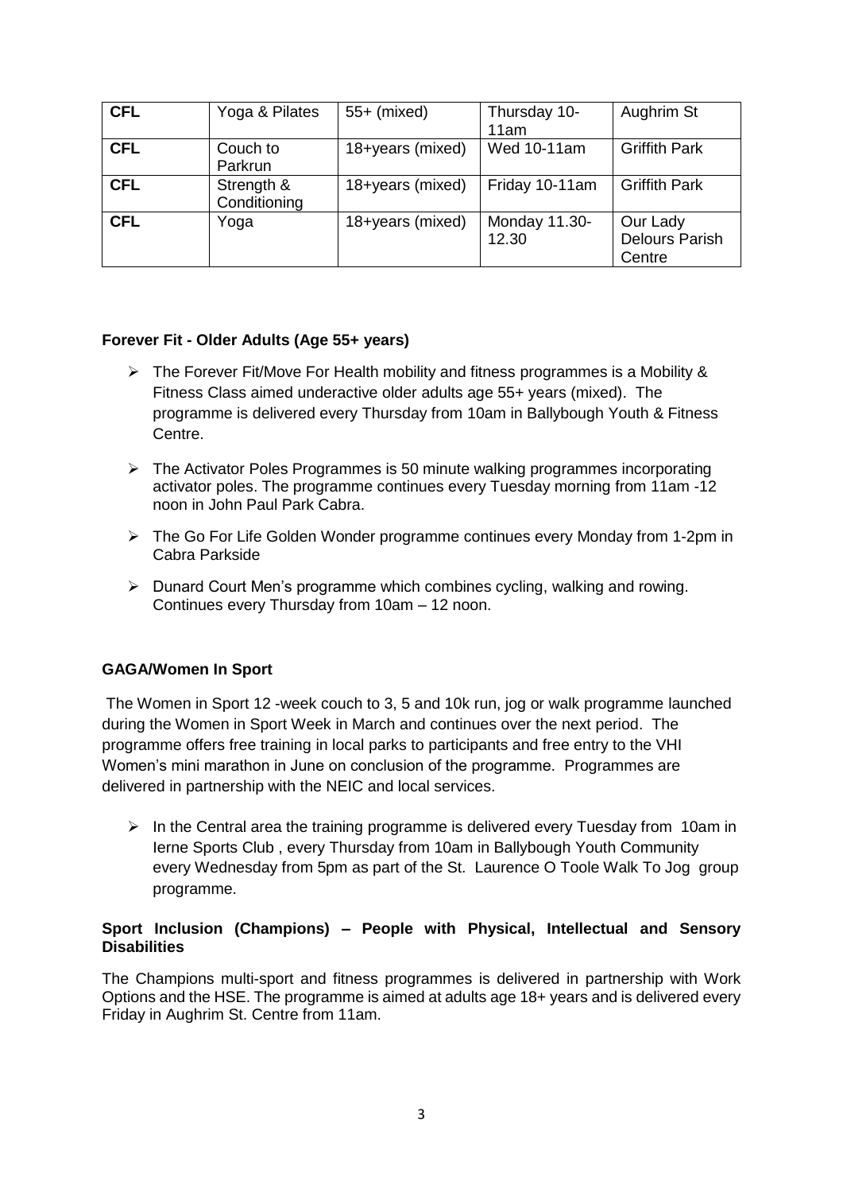| | | | | |
|---|---|---|---|---|
| **CFL** | Yoga & Pilates | 55+ (mixed) | Thursday 10-11am | Aughrim St |
| **CFL** | Couch to Parkrun | 18+years (mixed) | Wed 10-11am | Griffith Park |
| **CFL** | Strength & Conditioning | 18+years (mixed) | Friday 10-11am | Griffith Park |
| **CFL** | Yoga | 18+years (mixed) | Monday 11.30-12.30 | Our Lady Delours Parish Centre |

**Forever Fit - Older Adults (Age 55+ years)**

- The Forever Fit/Move For Health mobility and fitness programmes is a Mobility & Fitness Class aimed underactive older adults age 55+ years (mixed). The programme is delivered every Thursday from 10am in Ballybough Youth & Fitness Centre.
- The Activator Poles Programmes is 50 minute walking programmes incorporating activator poles. The programme continues every Tuesday morning from 11am -12 noon in John Paul Park Cabra.
- The Go For Life Golden Wonder programme continues every Monday from 1-2pm in Cabra Parkside
- Dunard Court Men's programme which combines cycling, walking and rowing. Continues every Thursday from 10am – 12 noon.

**GAGA/Women In Sport**

The Women in Sport 12 -week couch to 3, 5 and 10k run, jog or walk programme launched during the Women in Sport Week in March and continues over the next period. The programme offers free training in local parks to participants and free entry to the VHI Women's mini marathon in June on conclusion of the programme. Programmes are delivered in partnership with the NEIC and local services.

- In the Central area the training programme is delivered every Tuesday from 10am in Ierne Sports Club , every Thursday from 10am in Ballybough Youth Community every Wednesday from 5pm as part of the St. Laurence O Toole Walk To Jog group programme.

**Sport Inclusion (Champions) – People with Physical, Intellectual and Sensory Disabilities**

The Champions multi-sport and fitness programmes is delivered in partnership with Work Options and the HSE. The programme is aimed at adults age 18+ years and is delivered every Friday in Aughrim St. Centre from 11am.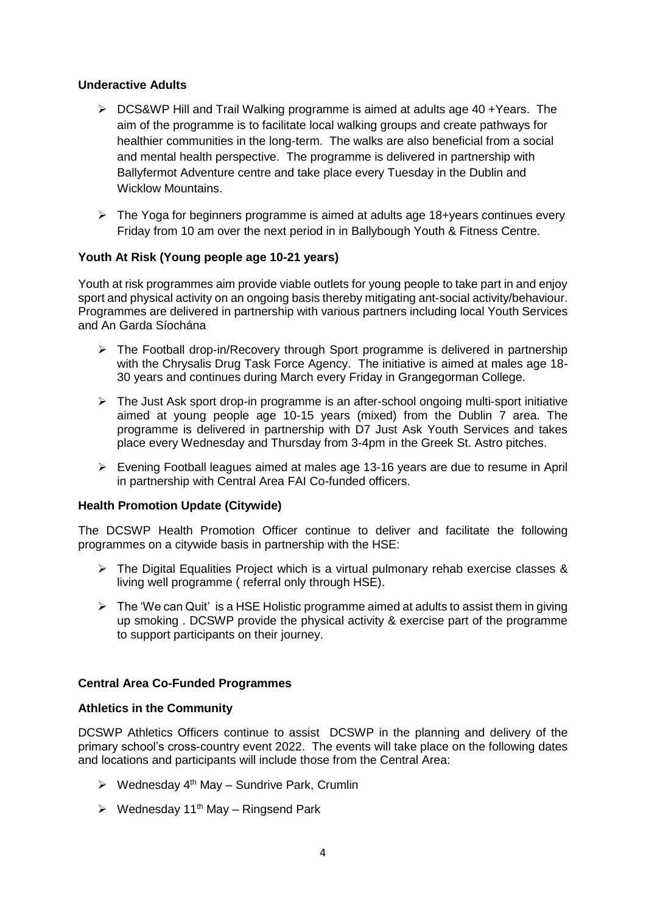**Underactive Adults**

- DCS&WP Hill and Trail Walking programme is aimed at adults age 40 +Years. The aim of the programme is to facilitate local walking groups and create pathways for healthier communities in the long-term. The walks are also beneficial from a social and mental health perspective. The programme is delivered in partnership with Ballyfermot Adventure centre and take place every Tuesday in the Dublin and Wicklow Mountains.
- The Yoga for beginners programme is aimed at adults age 18+years continues every Friday from 10 am over the next period in in Ballybough Youth & Fitness Centre.

**Youth At Risk (Young people age 10-21 years)**

Youth at risk programmes aim provide viable outlets for young people to take part in and enjoy sport and physical activity on an ongoing basis thereby mitigating ant-social activity/behaviour. Programmes are delivered in partnership with various partners including local Youth Services and An Garda Síochána

- The Football drop-in/Recovery through Sport programme is delivered in partnership with the Chrysalis Drug Task Force Agency. The initiative is aimed at males age 18-30 years and continues during March every Friday in Grangegorman College.
- The Just Ask sport drop-in programme is an after-school ongoing multi-sport initiative aimed at young people age 10-15 years (mixed) from the Dublin 7 area. The programme is delivered in partnership with D7 Just Ask Youth Services and takes place every Wednesday and Thursday from 3-4pm in the Greek St. Astro pitches.
- Evening Football leagues aimed at males age 13-16 years are due to resume in April in partnership with Central Area FAI Co-funded officers.

**Health Promotion Update (Citywide)**

The DCSWP Health Promotion Officer continue to deliver and facilitate the following programmes on a citywide basis in partnership with the HSE:

- The Digital Equalities Project which is a virtual pulmonary rehab exercise classes & living well programme ( referral only through HSE).
- The 'We can Quit' is a HSE Holistic programme aimed at adults to assist them in giving up smoking . DCSWP provide the physical activity & exercise part of the programme to support participants on their journey.

**Central Area Co-Funded Programmes**

**Athletics in the Community**

DCSWP Athletics Officers continue to assist DCSWP in the planning and delivery of the primary school's cross-country event 2022. The events will take place on the following dates and locations and participants will include those from the Central Area:

- Wednesday 4th May – Sundrive Park, Crumlin
- Wednesday 11th May – Ringsend Park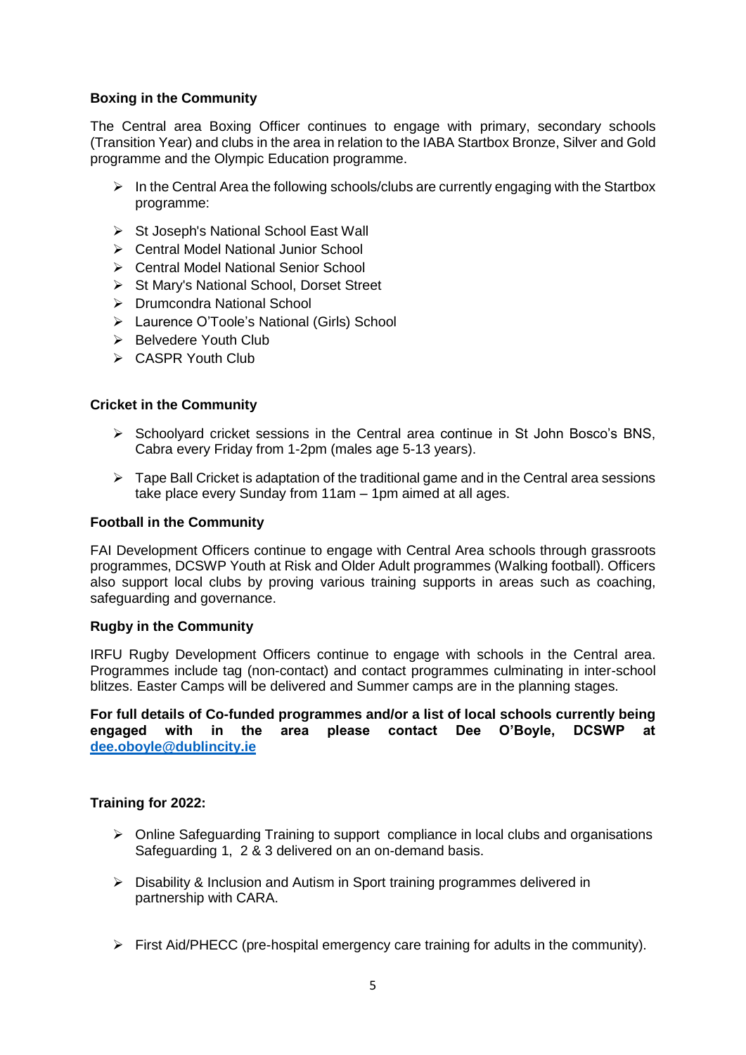**Boxing in the Community**

The Central area Boxing Officer continues to engage with primary, secondary schools (Transition Year) and clubs in the area in relation to the IABA Startbox Bronze, Silver and Gold programme and the Olympic Education programme.

- In the Central Area the following schools/clubs are currently engaging with the Startbox programme:
- St Joseph's National School East Wall
- Central Model National Junior School
- Central Model National Senior School
- St Mary's National School, Dorset Street
- Drumcondra National School
- Laurence O'Toole's National (Girls) School
- Belvedere Youth Club
- CASPR Youth Club

**Cricket in the Community**

- Schoolyard cricket sessions in the Central area continue in St John Bosco's BNS, Cabra every Friday from 1-2pm (males age 5-13 years).
- Tape Ball Cricket is adaptation of the traditional game and in the Central area sessions take place every Sunday from 11am – 1pm aimed at all ages.

**Football in the Community**

FAI Development Officers continue to engage with Central Area schools through grassroots programmes, DCSWP Youth at Risk and Older Adult programmes (Walking football). Officers also support local clubs by proving various training supports in areas such as coaching, safeguarding and governance.

**Rugby in the Community**

IRFU Rugby Development Officers continue to engage with schools in the Central area. Programmes include tag (non-contact) and contact programmes culminating in inter-school blitzes. Easter Camps will be delivered and Summer camps are in the planning stages.

**For full details of Co-funded programmes and/or a list of local schools currently being engaged with in the area please contact Dee O'Boyle, DCSWP at [dee.oboyle@dublincity.ie](mailto:dee.oboyle@dublincity.ie)**

**Training for 2022:**

- Online Safeguarding Training to support compliance in local clubs and organisations Safeguarding 1, 2 & 3 delivered on an on-demand basis.
- Disability & Inclusion and Autism in Sport training programmes delivered in partnership with CARA.
- First Aid/PHECC (pre-hospital emergency care training for adults in the community).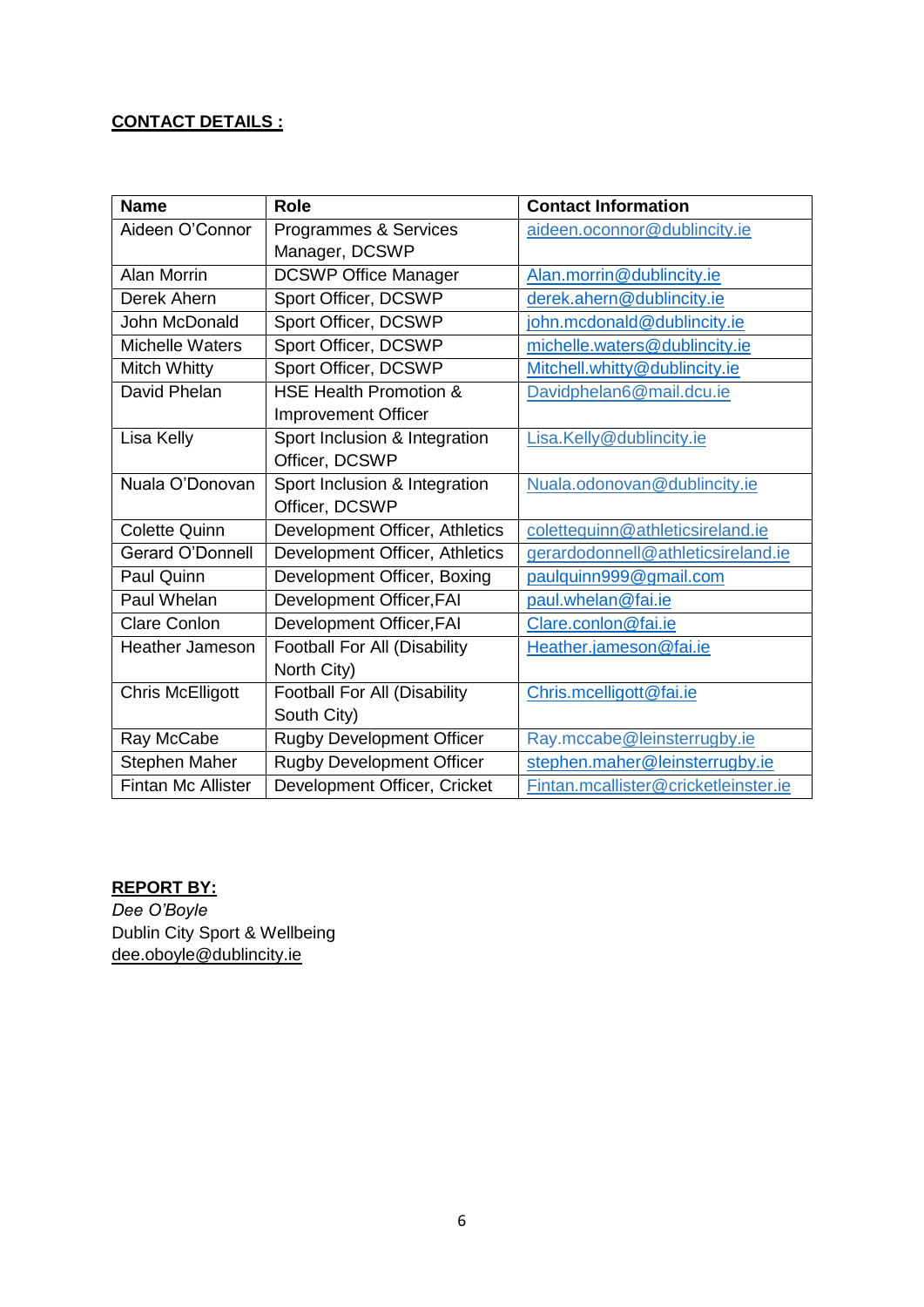**CONTACT DETAILS :**

| Name | Role | Contact Information |
|---|---|---|
| Aideen O'Connor | Programmes & Services Manager, DCSWP | aideen.oconnor@dublincity.ie |
| Alan Morrin | DCSWP Office Manager | Alan.morrin@dublincity.ie |
| Derek Ahern | Sport Officer, DCSWP | derek.ahern@dublincity.ie |
| John McDonald | Sport Officer, DCSWP | john.mcdonald@dublincity.ie |
| Michelle Waters | Sport Officer, DCSWP | michelle.waters@dublincity.ie |
| Mitch Whitty | Sport Officer, DCSWP | Mitchell.whitty@dublincity.ie |
| David Phelan | HSE Health Promotion & Improvement Officer | Davidphelan6@mail.dcu.ie |
| Lisa Kelly | Sport Inclusion & Integration Officer, DCSWP | Lisa.Kelly@dublincity.ie |
| Nuala O'Donovan | Sport Inclusion & Integration Officer, DCSWP | Nuala.odonovan@dublincity.ie |
| Colette Quinn | Development Officer, Athletics | colettequinn@athleticsireland.ie |
| Gerard O'Donnell | Development Officer, Athletics | gerardodonnell@athleticsireland.ie |
| Paul Quinn | Development Officer, Boxing | paulquinn999@gmail.com |
| Paul Whelan | Development Officer,FAI | paul.whelan@fai.ie |
| Clare Conlon | Development Officer,FAI | Clare.conlon@fai.ie |
| Heather Jameson | Football For All (Disability North City) | Heather.jameson@fai.ie |
| Chris McElligott | Football For All (Disability South City) | Chris.mcelligott@fai.ie |
| Ray McCabe | Rugby Development Officer | Ray.mccabe@leinsterrugby.ie |
| Stephen Maher | Rugby Development Officer | stephen.maher@leinsterrugby.ie |
| Fintan Mc Allister | Development Officer, Cricket | Fintan.mcallister@cricketleinster.ie |

**REPORT BY:**

*Dee O'Boyle*
Dublin City Sport & Wellbeing
dee.oboyle@dublincity.ie